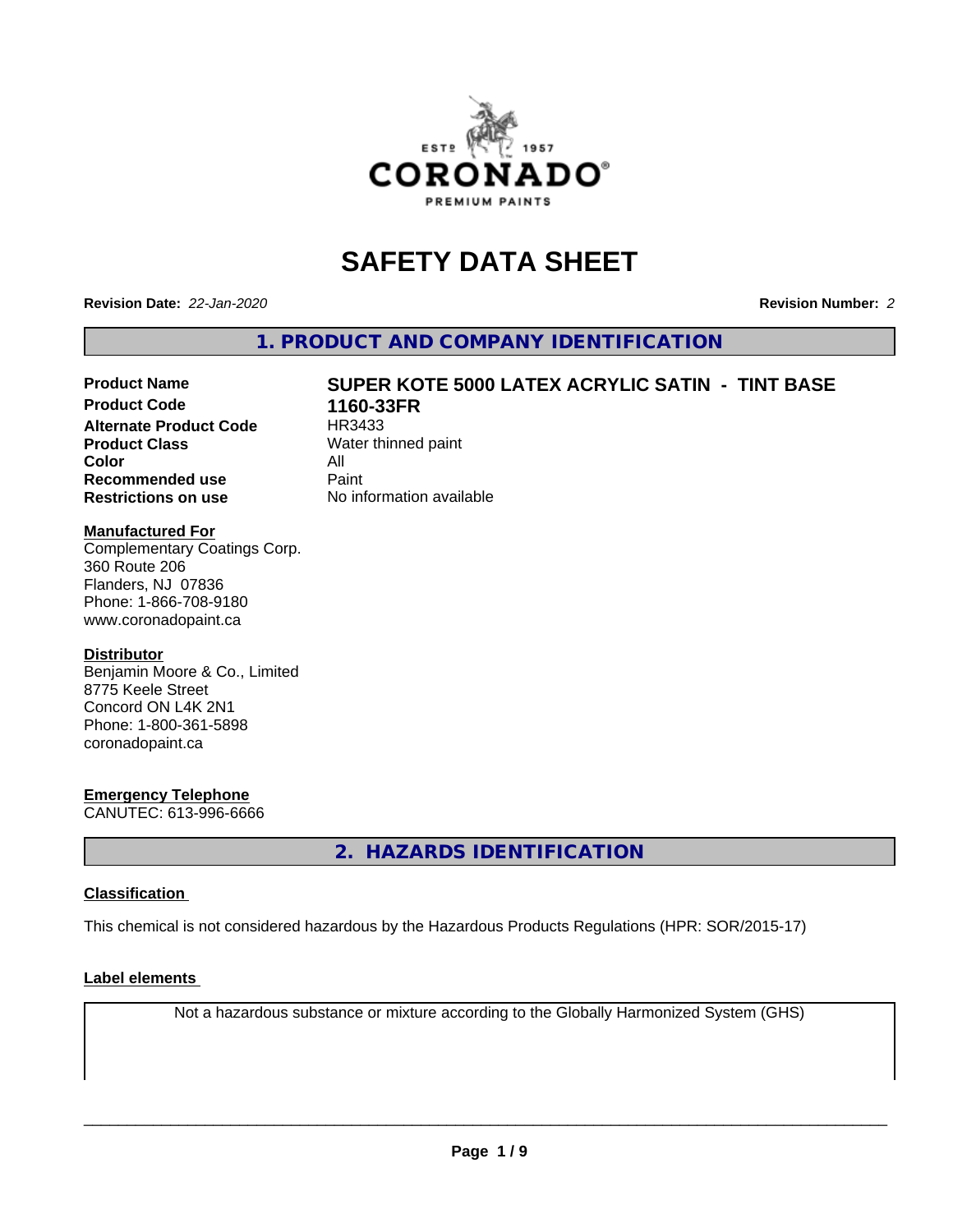# SAFETY DATA SHEET

**Revision Date:** *22-Jan-2020*

**Revision Number:** *2*

## 1. PRODUCT AND COMPANY IDENTIFICATION

| | |
|---|---|
| **Product Name** | **SUPER KOTE 5000 LATEX ACRYLIC SATIN - TINT BASE** |
| **Product Code** | **1160-33FR** |
| **Alternate Product Code** | HR3433 |
| **Product Class** | Water thinned paint |
| **Color** | All |
| **Recommended use** | Paint |
| **Restrictions on use** | No information available |

**Manufactured For**
Complementary Coatings Corp.
360 Route 206
Flanders, NJ 07836
Phone: 1-866-708-9180
www.coronadopaint.ca

**Distributor**
Benjamin Moore & Co., Limited
8775 Keele Street
Concord ON L4K 2N1
Phone: 1-800-361-5898
coronadopaint.ca

**Emergency Telephone**
CANUTEC: 613-996-6666

## 2. HAZARDS IDENTIFICATION

**Classification**

This chemical is not considered hazardous by the Hazardous Products Regulations (HPR: SOR/2015-17)

**Label elements**

Not a hazardous substance or mixture according to the Globally Harmonized System (GHS)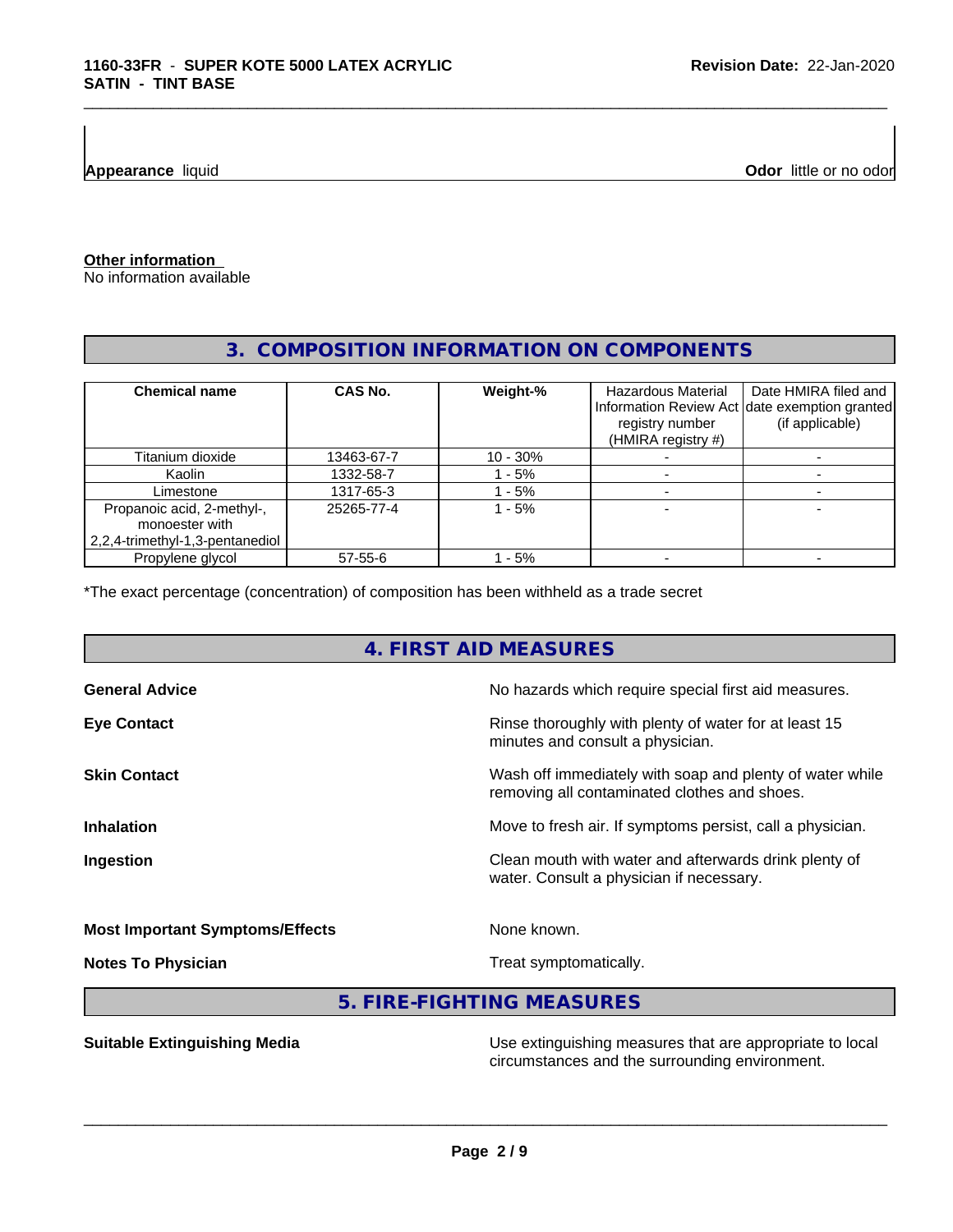**Appearance** liquid

**Odor** little or no odor

**Other information**

No information available

## 3. COMPOSITION INFORMATION ON COMPONENTS

| Chemical name | CAS No. | Weight-% | Hazardous Material Information Review Act registry number (HMIRA registry #) | Date HMIRA filed and date exemption granted (if applicable) |
|---|---|---|---|---|
| Titanium dioxide | 13463-67-7 | 10 - 30% | - | - |
| Kaolin | 1332-58-7 | 1 - 5% | - | - |
| Limestone | 1317-65-3 | 1 - 5% | - | - |
| Propanoic acid, 2-methyl-, monoester with 2,2,4-trimethyl-1,3-pentanediol | 25265-77-4 | 1 - 5% | - | - |
| Propylene glycol | 57-55-6 | 1 - 5% | - | - |

*The exact percentage (concentration) of composition has been withheld as a trade secret

## 4. FIRST AID MEASURES

**General Advice** — No hazards which require special first aid measures.

**Eye Contact** — Rinse thoroughly with plenty of water for at least 15 minutes and consult a physician.

**Skin Contact** — Wash off immediately with soap and plenty of water while removing all contaminated clothes and shoes.

**Inhalation** — Move to fresh air. If symptoms persist, call a physician.

**Ingestion** — Clean mouth with water and afterwards drink plenty of water. Consult a physician if necessary.

**Most Important Symptoms/Effects** — None known.

**Notes To Physician** — Treat symptomatically.

## 5. FIRE-FIGHTING MEASURES

**Suitable Extinguishing Media** — Use extinguishing measures that are appropriate to local circumstances and the surrounding environment.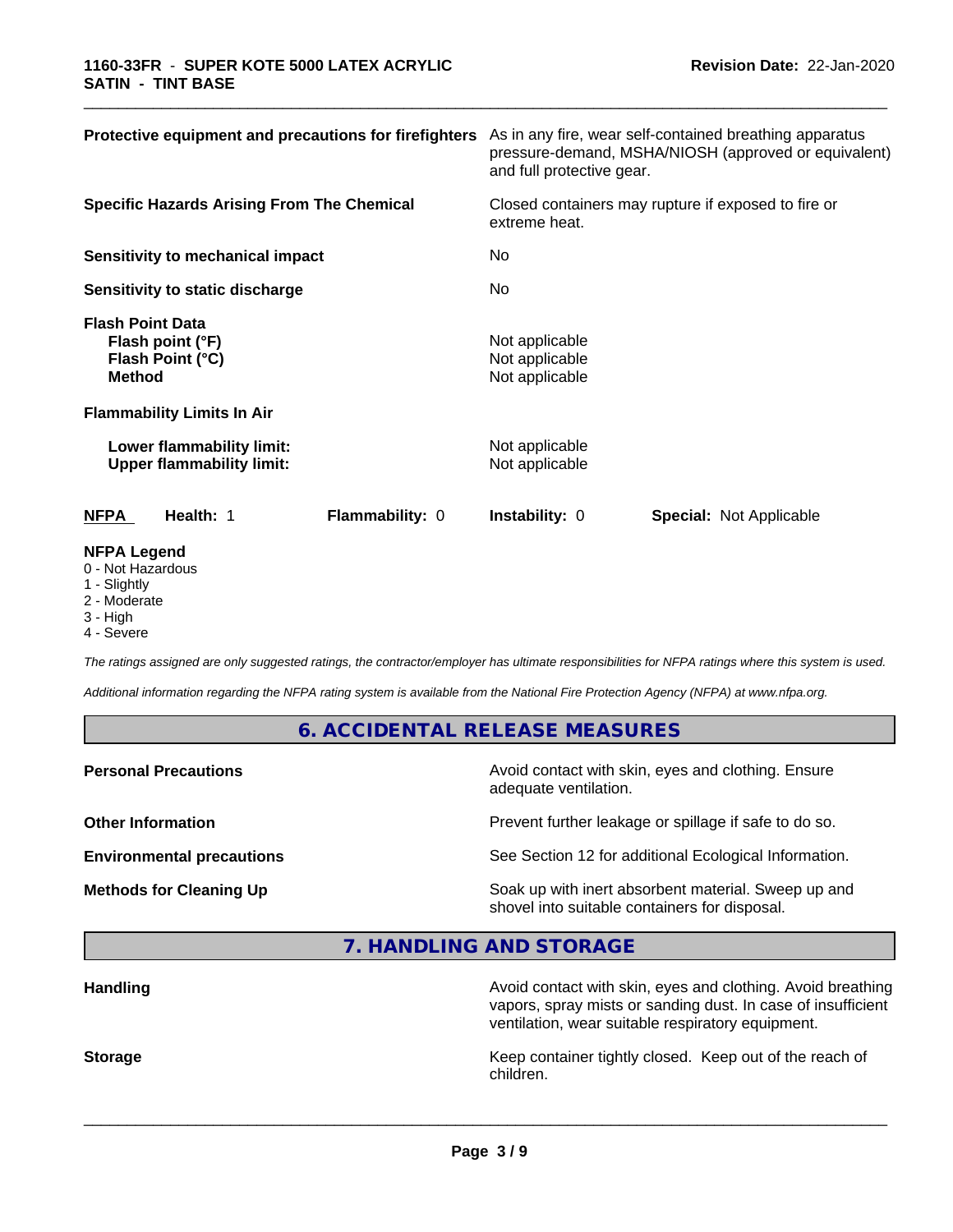| | |
|---|---|
| **Protective equipment and precautions for firefighters** | As in any fire, wear self-contained breathing apparatus pressure-demand, MSHA/NIOSH (approved or equivalent) and full protective gear. |
| **Specific Hazards Arising From The Chemical** | Closed containers may rupture if exposed to fire or extreme heat. |
| **Sensitivity to mechanical impact** | No |
| **Sensitivity to static discharge** | No |

**Flash Point Data**

| | |
|---|---|
| **Flash point (°F)** | Not applicable |
| **Flash Point (°C)** | Not applicable |
| **Method** | Not applicable |

**Flammability Limits In Air**

| | |
|---|---|
| **Lower flammability limit:** | Not applicable |
| **Upper flammability limit:** | Not applicable |

| **NFPA** | **Health:** 1 | **Flammability:** 0 | **Instability:** 0 | **Special:** Not Applicable |
|---|---|---|---|---|

**NFPA Legend**

0 - Not Hazardous
1 - Slightly
2 - Moderate
3 - High
4 - Severe

*The ratings assigned are only suggested ratings, the contractor/employer has ultimate responsibilities for NFPA ratings where this system is used.*

*Additional information regarding the NFPA rating system is available from the National Fire Protection Agency (NFPA) at www.nfpa.org.*

## 6. ACCIDENTAL RELEASE MEASURES

| | |
|---|---|
| **Personal Precautions** | Avoid contact with skin, eyes and clothing. Ensure adequate ventilation. |
| **Other Information** | Prevent further leakage or spillage if safe to do so. |
| **Environmental precautions** | See Section 12 for additional Ecological Information. |
| **Methods for Cleaning Up** | Soak up with inert absorbent material. Sweep up and shovel into suitable containers for disposal. |

## 7. HANDLING AND STORAGE

| | |
|---|---|
| **Handling** | Avoid contact with skin, eyes and clothing. Avoid breathing vapors, spray mists or sanding dust. In case of insufficient ventilation, wear suitable respiratory equipment. |
| **Storage** | Keep container tightly closed. Keep out of the reach of children. |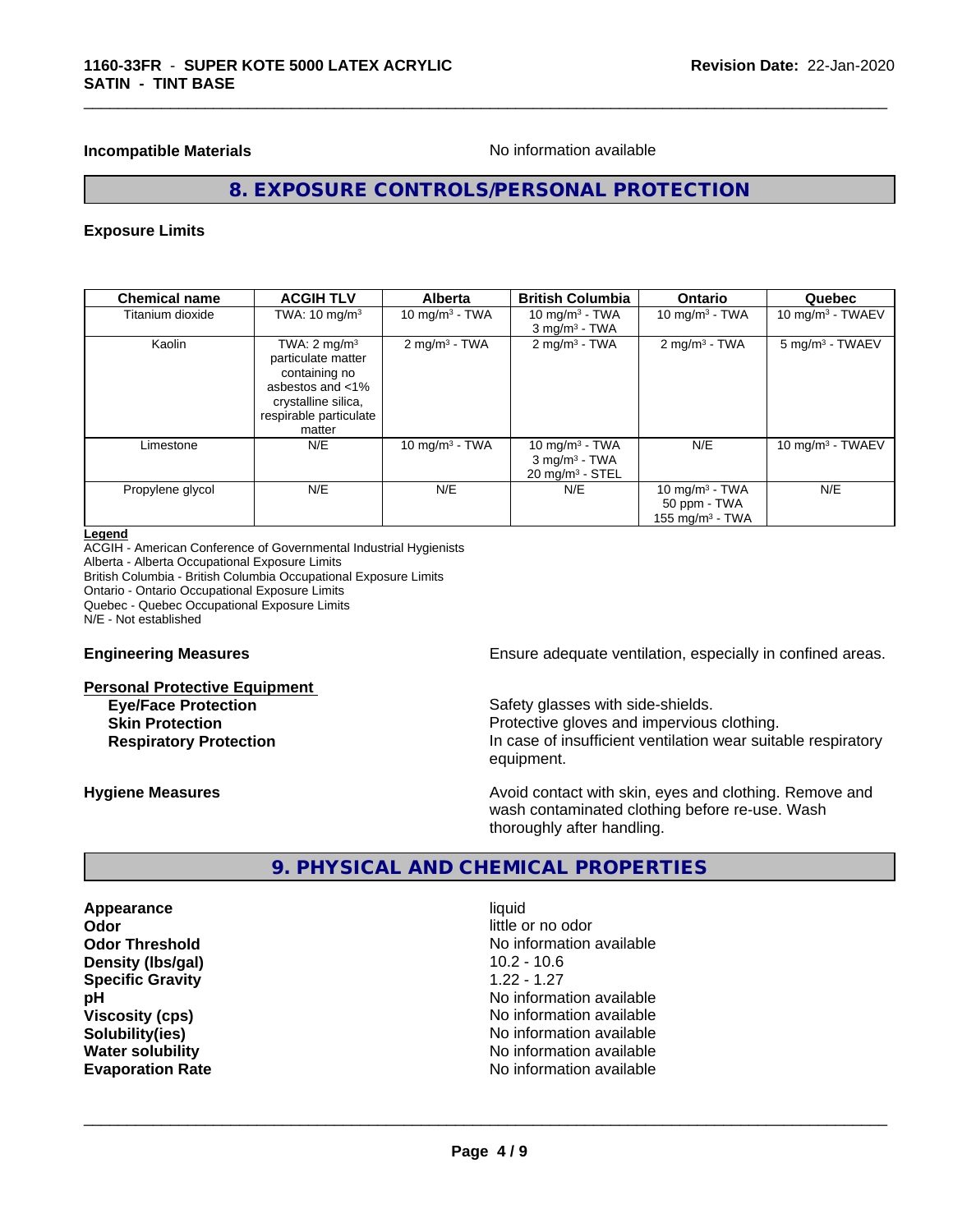**Incompatible Materials** No information available

## 8. EXPOSURE CONTROLS/PERSONAL PROTECTION

### Exposure Limits

| Chemical name | ACGIH TLV | Alberta | British Columbia | Ontario | Quebec |
|---|---|---|---|---|---|
| Titanium dioxide | TWA: 10 mg/m³ | 10 mg/m³ - TWA | 10 mg/m³ - TWA<br>3 mg/m³ - TWA | 10 mg/m³ - TWA | 10 mg/m³ - TWAEV |
| Kaolin | TWA: 2 mg/m³ particulate matter containing no asbestos and <1% crystalline silica, respirable particulate matter | 2 mg/m³ - TWA | 2 mg/m³ - TWA | 2 mg/m³ - TWA | 5 mg/m³ - TWAEV |
| Limestone | N/E | 10 mg/m³ - TWA | 10 mg/m³ - TWA<br>3 mg/m³ - TWA<br>20 mg/m³ - STEL | N/E | 10 mg/m³ - TWAEV |
| Propylene glycol | N/E | N/E | N/E | 10 mg/m³ - TWA<br>50 ppm - TWA<br>155 mg/m³ - TWA | N/E |

**Legend**
ACGIH - American Conference of Governmental Industrial Hygienists
Alberta - Alberta Occupational Exposure Limits
British Columbia - British Columbia Occupational Exposure Limits
Ontario - Ontario Occupational Exposure Limits
Quebec - Quebec Occupational Exposure Limits
N/E - Not established

**Engineering Measures** Ensure adequate ventilation, especially in confined areas.

**Personal Protective Equipment**

**Eye/Face Protection** Safety glasses with side-shields.

**Skin Protection** Protective gloves and impervious clothing.

**Respiratory Protection** In case of insufficient ventilation wear suitable respiratory equipment.

**Hygiene Measures** Avoid contact with skin, eyes and clothing. Remove and wash contaminated clothing before re-use. Wash thoroughly after handling.

## 9. PHYSICAL AND CHEMICAL PROPERTIES

**Appearance** liquid
**Odor** little or no odor
**Odor Threshold** No information available
**Density (lbs/gal)** 10.2 - 10.6
**Specific Gravity** 1.22 - 1.27
**pH** No information available
**Viscosity (cps)** No information available
**Solubility(ies)** No information available
**Water solubility** No information available
**Evaporation Rate** No information available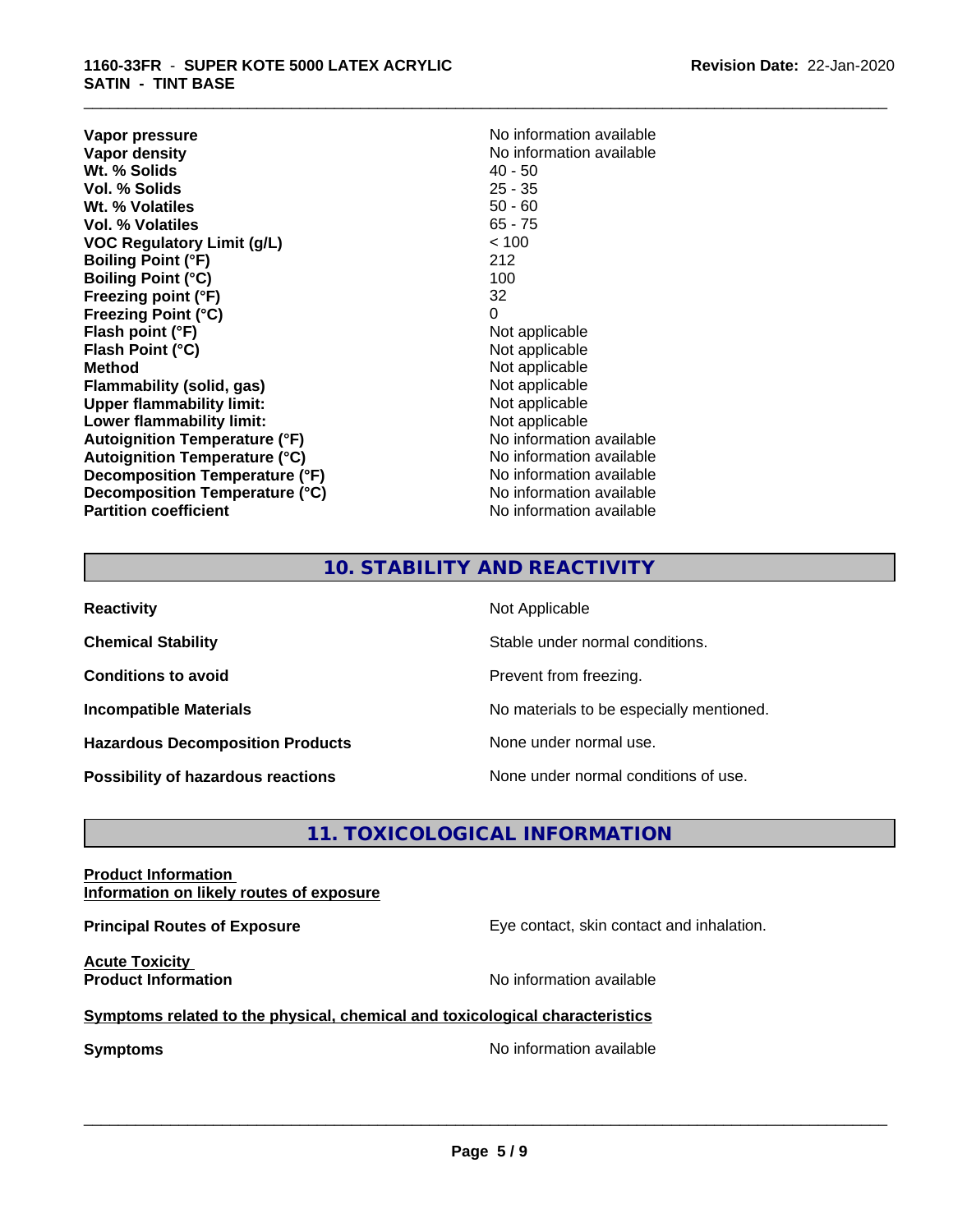| | |
|---|---|
| **Vapor pressure** | No information available |
| **Vapor density** | No information available |
| **Wt. % Solids** | 40 - 50 |
| **Vol. % Solids** | 25 - 35 |
| **Wt. % Volatiles** | 50 - 60 |
| **Vol. % Volatiles** | 65 - 75 |
| **VOC Regulatory Limit (g/L)** | < 100 |
| **Boiling Point (°F)** | 212 |
| **Boiling Point (°C)** | 100 |
| **Freezing point (°F)** | 32 |
| **Freezing Point (°C)** | 0 |
| **Flash point (°F)** | Not applicable |
| **Flash Point (°C)** | Not applicable |
| **Method** | Not applicable |
| **Flammability (solid, gas)** | Not applicable |
| **Upper flammability limit:** | Not applicable |
| **Lower flammability limit:** | Not applicable |
| **Autoignition Temperature (°F)** | No information available |
| **Autoignition Temperature (°C)** | No information available |
| **Decomposition Temperature (°F)** | No information available |
| **Decomposition Temperature (°C)** | No information available |
| **Partition coefficient** | No information available |

## 10. STABILITY AND REACTIVITY

| | |
|---|---|
| **Reactivity** | Not Applicable |
| **Chemical Stability** | Stable under normal conditions. |
| **Conditions to avoid** | Prevent from freezing. |
| **Incompatible Materials** | No materials to be especially mentioned. |
| **Hazardous Decomposition Products** | None under normal use. |
| **Possibility of hazardous reactions** | None under normal conditions of use. |

## 11. TOXICOLOGICAL INFORMATION

**Product Information**

**Information on likely routes of exposure**

**Principal Routes of Exposure** — Eye contact, skin contact and inhalation.

**Acute Toxicity**

**Product Information** — No information available

**Symptoms related to the physical, chemical and toxicological characteristics**

**Symptoms** — No information available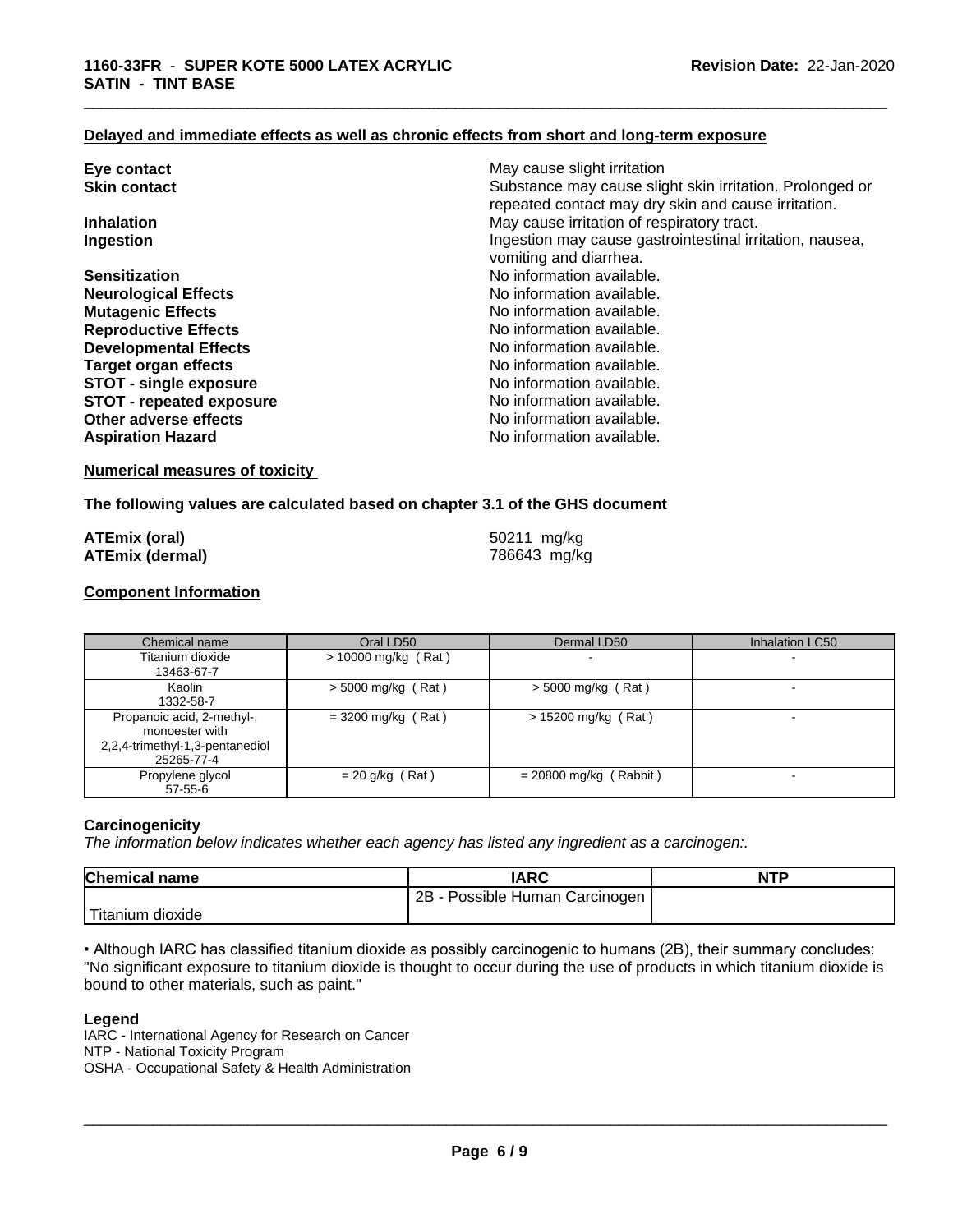### Delayed and immediate effects as well as chronic effects from short and long-term exposure

| | |
|---|---|
| **Eye contact** | May cause slight irritation |
| **Skin contact** | Substance may cause slight skin irritation. Prolonged or repeated contact may dry skin and cause irritation. |
| **Inhalation** | May cause irritation of respiratory tract. |
| **Ingestion** | Ingestion may cause gastrointestinal irritation, nausea, vomiting and diarrhea. |
| **Sensitization** | No information available. |
| **Neurological Effects** | No information available. |
| **Mutagenic Effects** | No information available. |
| **Reproductive Effects** | No information available. |
| **Developmental Effects** | No information available. |
| **Target organ effects** | No information available. |
| **STOT - single exposure** | No information available. |
| **STOT - repeated exposure** | No information available. |
| **Other adverse effects** | No information available. |
| **Aspiration Hazard** | No information available. |

### Numerical measures of toxicity

**The following values are calculated based on chapter 3.1 of the GHS document**

| | |
|---|---|
| **ATEmix (oral)** | 50211 mg/kg |
| **ATEmix (dermal)** | 786643 mg/kg |

### Component Information

| Chemical name | Oral LD50 | Dermal LD50 | Inhalation LC50 |
|---|---|---|---|
| Titanium dioxide 13463-67-7 | > 10000 mg/kg ( Rat ) | - | - |
| Kaolin 1332-58-7 | > 5000 mg/kg ( Rat ) | > 5000 mg/kg ( Rat ) | - |
| Propanoic acid, 2-methyl-, monoester with 2,2,4-trimethyl-1,3-pentanediol 25265-77-4 | = 3200 mg/kg ( Rat ) | > 15200 mg/kg ( Rat ) | - |
| Propylene glycol 57-55-6 | = 20 g/kg ( Rat ) | = 20800 mg/kg ( Rabbit ) | - |

### Carcinogenicity

*The information below indicates whether each agency has listed any ingredient as a carcinogen:.*

| Chemical name | IARC | NTP |
|---|---|---|
| Titanium dioxide | 2B - Possible Human Carcinogen | |

• Although IARC has classified titanium dioxide as possibly carcinogenic to humans (2B), their summary concludes: "No significant exposure to titanium dioxide is thought to occur during the use of products in which titanium dioxide is bound to other materials, such as paint."

**Legend**

IARC - International Agency for Research on Cancer
NTP - National Toxicity Program
OSHA - Occupational Safety & Health Administration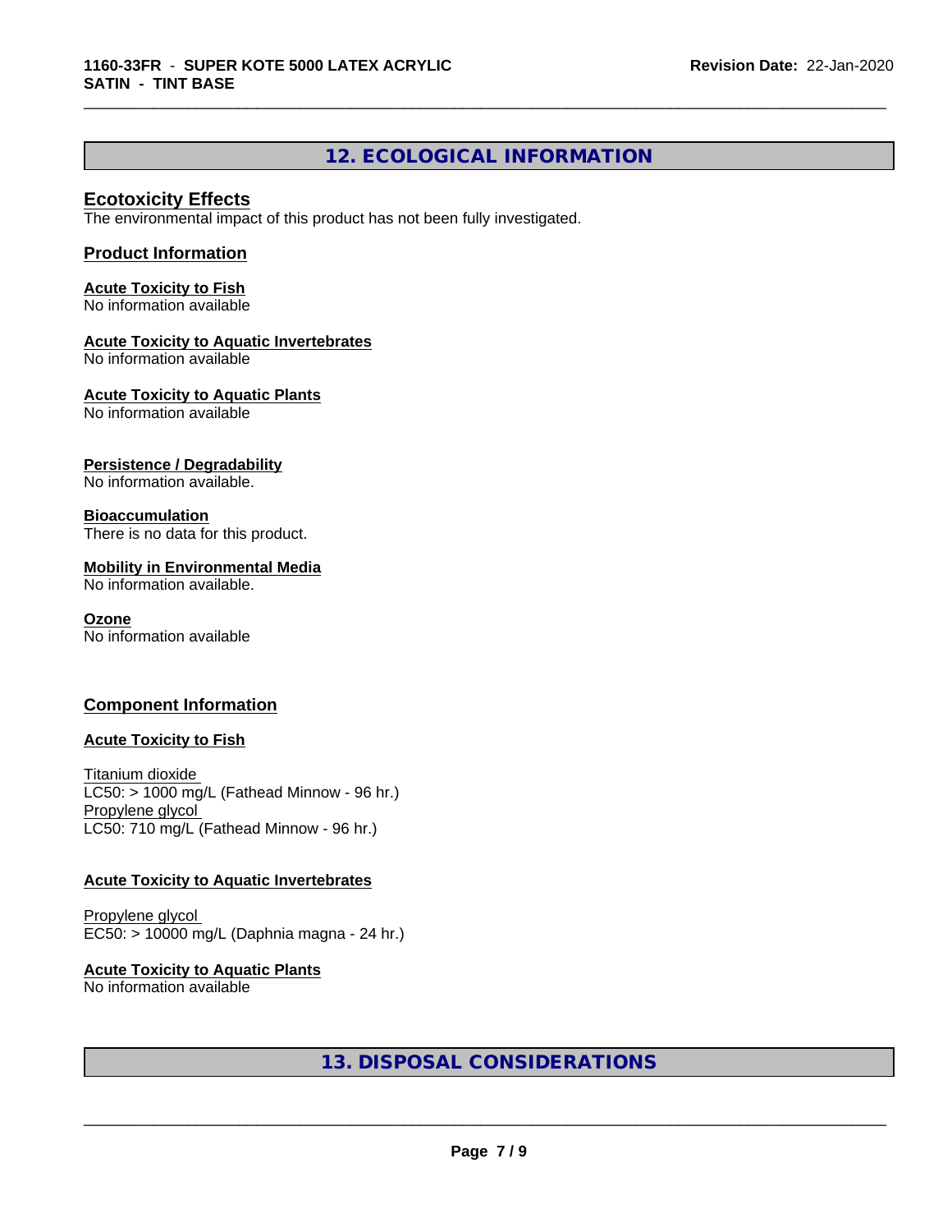## 12. ECOLOGICAL INFORMATION

### Ecotoxicity Effects

The environmental impact of this product has not been fully investigated.

### Product Information

**Acute Toxicity to Fish**
No information available

**Acute Toxicity to Aquatic Invertebrates**
No information available

**Acute Toxicity to Aquatic Plants**
No information available

**Persistence / Degradability**
No information available.

**Bioaccumulation**
There is no data for this product.

**Mobility in Environmental Media**
No information available.

**Ozone**
No information available

### Component Information

**Acute Toxicity to Fish**

Titanium dioxide
LC50: > 1000 mg/L (Fathead Minnow - 96 hr.)
Propylene glycol
LC50: 710 mg/L (Fathead Minnow - 96 hr.)

**Acute Toxicity to Aquatic Invertebrates**

Propylene glycol
EC50: > 10000 mg/L (Daphnia magna - 24 hr.)

**Acute Toxicity to Aquatic Plants**
No information available

## 13. DISPOSAL CONSIDERATIONS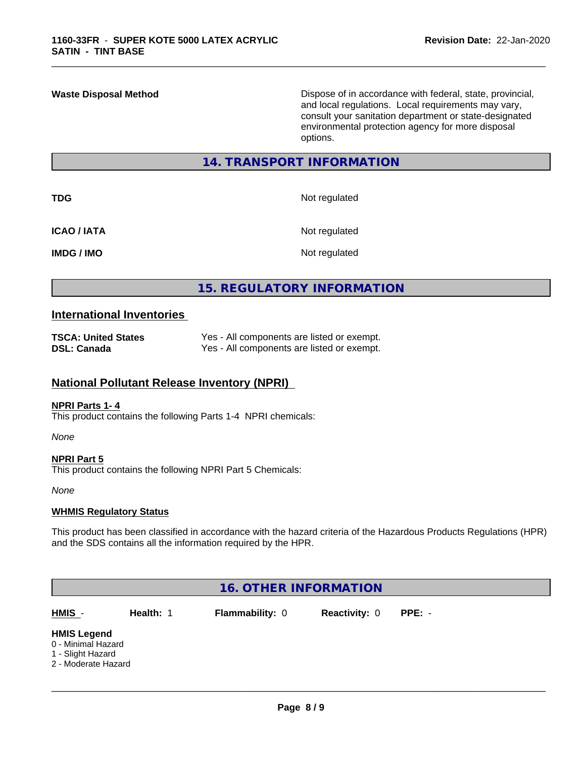| | |
|---|---|
| **Waste Disposal Method** | Dispose of in accordance with federal, state, provincial, and local regulations. Local requirements may vary, consult your sanitation department or state-designated environmental protection agency for more disposal options. |

## 14. TRANSPORT INFORMATION

| | |
|---|---|
| **TDG** | Not regulated |
| **ICAO / IATA** | Not regulated |
| **IMDG / IMO** | Not regulated |

## 15. REGULATORY INFORMATION

### International Inventories

| | |
|---|---|
| **TSCA: United States** | Yes - All components are listed or exempt. |
| **DSL: Canada** | Yes - All components are listed or exempt. |

### National Pollutant Release Inventory (NPRI)

**NPRI Parts 1- 4**

This product contains the following Parts 1-4 NPRI chemicals:

*None*

**NPRI Part 5**

This product contains the following NPRI Part 5 Chemicals:

*None*

**WHMIS Regulatory Status**

This product has been classified in accordance with the hazard criteria of the Hazardous Products Regulations (HPR) and the SDS contains all the information required by the HPR.

## 16. OTHER INFORMATION

| HMIS - | Health: 1 | Flammability: 0 | Reactivity: 0 | PPE: - |
|---|---|---|---|---|

**HMIS Legend**

0 - Minimal Hazard
1 - Slight Hazard
2 - Moderate Hazard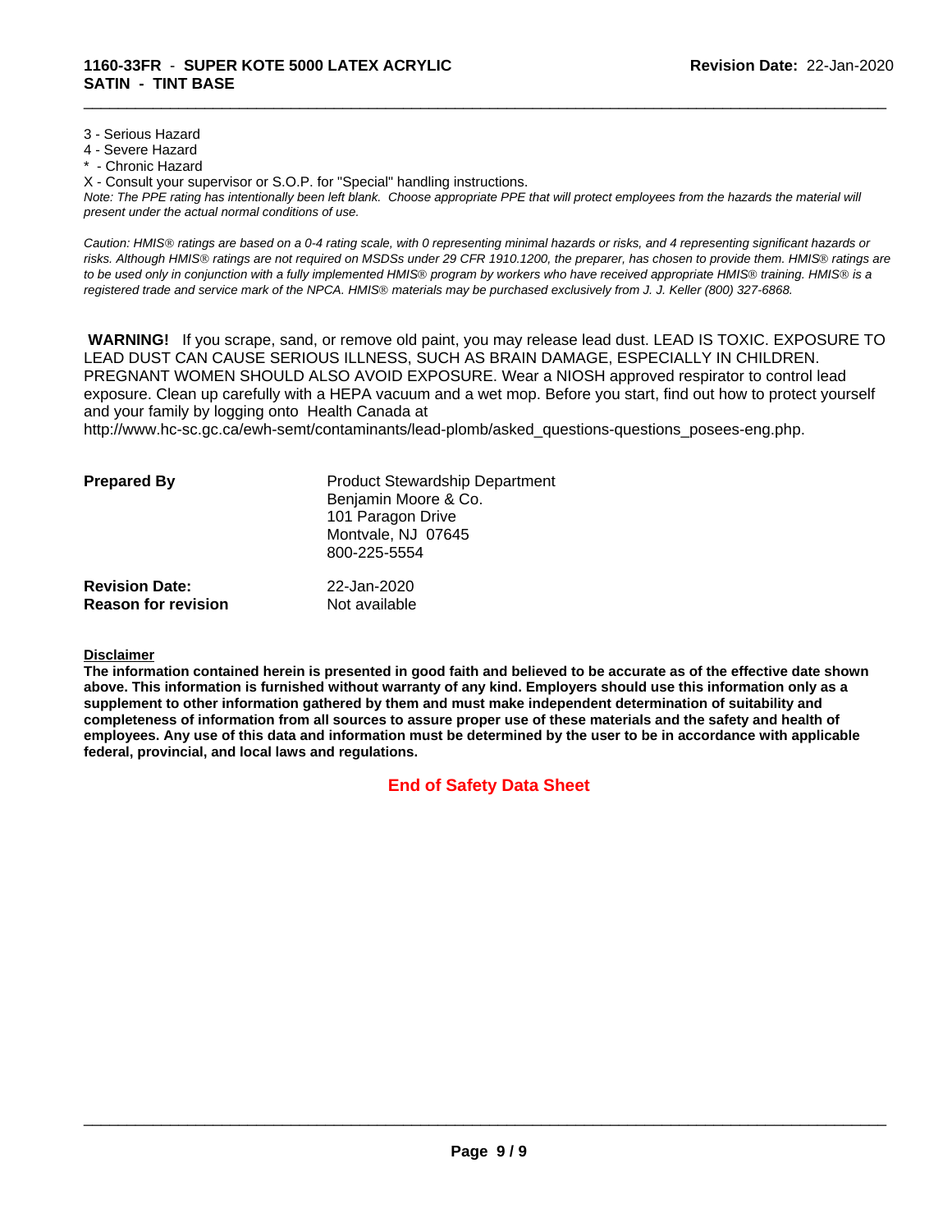3 - Serious Hazard
4 - Severe Hazard
* - Chronic Hazard
X - Consult your supervisor or S.O.P. for "Special" handling instructions.

*Note: The PPE rating has intentionally been left blank. Choose appropriate PPE that will protect employees from the hazards the material will present under the actual normal conditions of use.*

*Caution: HMIS® ratings are based on a 0-4 rating scale, with 0 representing minimal hazards or risks, and 4 representing significant hazards or risks. Although HMIS® ratings are not required on MSDSs under 29 CFR 1910.1200, the preparer, has chosen to provide them. HMIS® ratings are to be used only in conjunction with a fully implemented HMIS® program by workers who have received appropriate HMIS® training. HMIS® is a registered trade and service mark of the NPCA. HMIS® materials may be purchased exclusively from J. J. Keller (800) 327-6868.*

**WARNING!** If you scrape, sand, or remove old paint, you may release lead dust. LEAD IS TOXIC. EXPOSURE TO LEAD DUST CAN CAUSE SERIOUS ILLNESS, SUCH AS BRAIN DAMAGE, ESPECIALLY IN CHILDREN. PREGNANT WOMEN SHOULD ALSO AVOID EXPOSURE. Wear a NIOSH approved respirator to control lead exposure. Clean up carefully with a HEPA vacuum and a wet mop. Before you start, find out how to protect yourself and your family by logging onto Health Canada at http://www.hc-sc.gc.ca/ewh-semt/contaminants/lead-plomb/asked_questions-questions_posees-eng.php.

| | |
|---|---|
| **Prepared By** | Product Stewardship Department<br>Benjamin Moore & Co.<br>101 Paragon Drive<br>Montvale, NJ 07645<br>800-225-5554 |
| **Revision Date:** | 22-Jan-2020 |
| **Reason for revision** | Not available |

**Disclaimer**

**The information contained herein is presented in good faith and believed to be accurate as of the effective date shown above. This information is furnished without warranty of any kind. Employers should use this information only as a supplement to other information gathered by them and must make independent determination of suitability and completeness of information from all sources to assure proper use of these materials and the safety and health of employees. Any use of this data and information must be determined by the user to be in accordance with applicable federal, provincial, and local laws and regulations.**

**End of Safety Data Sheet**